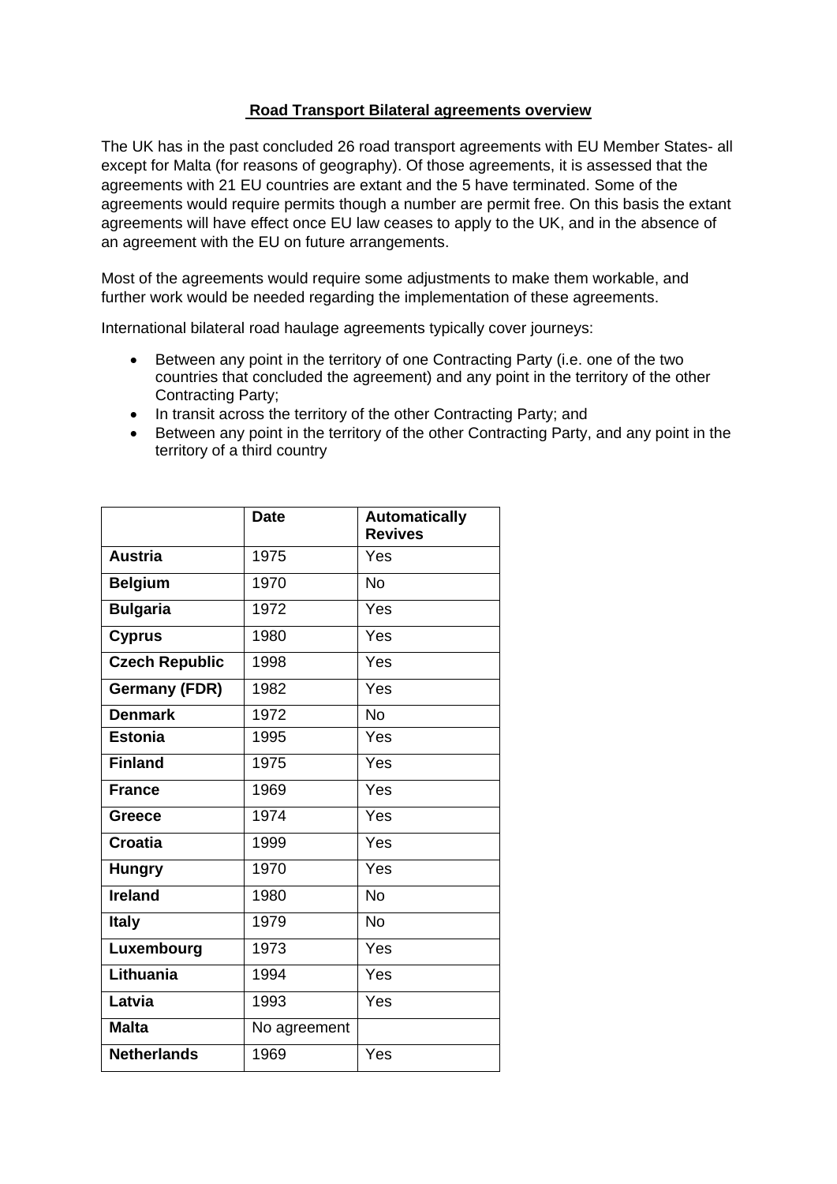## Road Transport Bilateral agreements overview

The UK has in the past concluded 26 road transport agreements with EU Member States- all except for Malta (for reasons of geography). Of those agreements, it is assessed that the agreements with 21 EU countries are extant and the 5 have terminated. Some of the agreements would require permits though a number are permit free. On this basis the extant agreements will have effect once EU law ceases to apply to the UK, and in the absence of an agreement with the EU on future arrangements.

Most of the agreements would require some adjustments to make them workable, and further work would be needed regarding the implementation of these agreements.

International bilateral road haulage agreements typically cover journeys:

- Between any point in the territory of one Contracting Party (i.e. one of the two countries that concluded the agreement) and any point in the territory of the other Contracting Party;
- In transit across the territory of the other Contracting Party; and
- Between any point in the territory of the other Contracting Party, and any point in the territory of a third country

| | Date | Automatically Revives |
|---|---|---|
| **Austria** | 1975 | Yes |
| **Belgium** | 1970 | No |
| **Bulgaria** | 1972 | Yes |
| **Cyprus** | 1980 | Yes |
| **Czech Republic** | 1998 | Yes |
| **Germany (FDR)** | 1982 | Yes |
| **Denmark** | 1972 | No |
| **Estonia** | 1995 | Yes |
| **Finland** | 1975 | Yes |
| **France** | 1969 | Yes |
| **Greece** | 1974 | Yes |
| **Croatia** | 1999 | Yes |
| **Hungry** | 1970 | Yes |
| **Ireland** | 1980 | No |
| **Italy** | 1979 | No |
| **Luxembourg** | 1973 | Yes |
| **Lithuania** | 1994 | Yes |
| **Latvia** | 1993 | Yes |
| **Malta** | No agreement | |
| **Netherlands** | 1969 | Yes |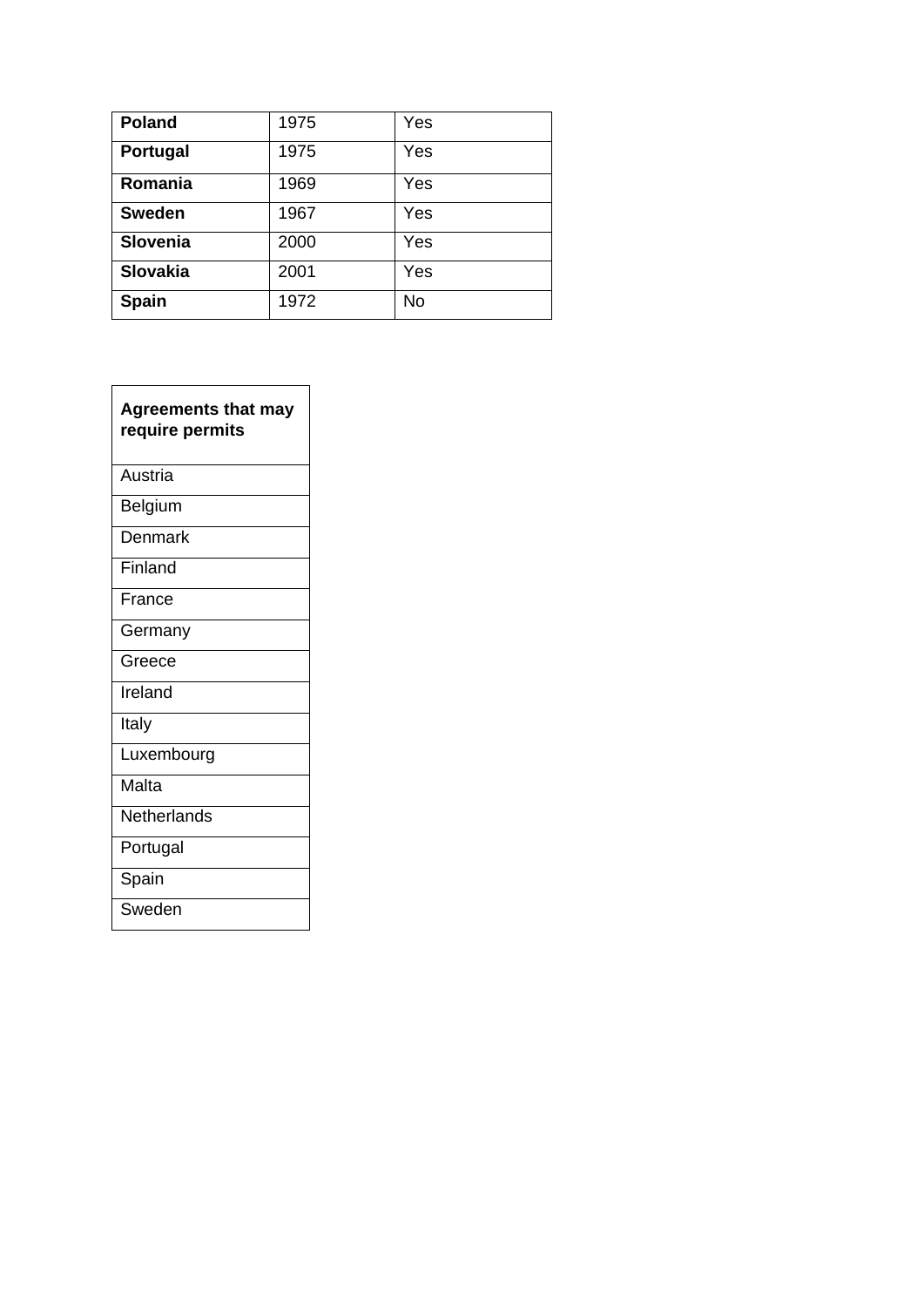| | | |
|---|---|---|
| **Poland** | 1975 | Yes |
| **Portugal** | 1975 | Yes |
| **Romania** | 1969 | Yes |
| **Sweden** | 1967 | Yes |
| **Slovenia** | 2000 | Yes |
| **Slovakia** | 2001 | Yes |
| **Spain** | 1972 | No |

| **Agreements that may require permits** |
|---|
| Austria |
| Belgium |
| Denmark |
| Finland |
| France |
| Germany |
| Greece |
| Ireland |
| Italy |
| Luxembourg |
| Malta |
| Netherlands |
| Portugal |
| Spain |
| Sweden |